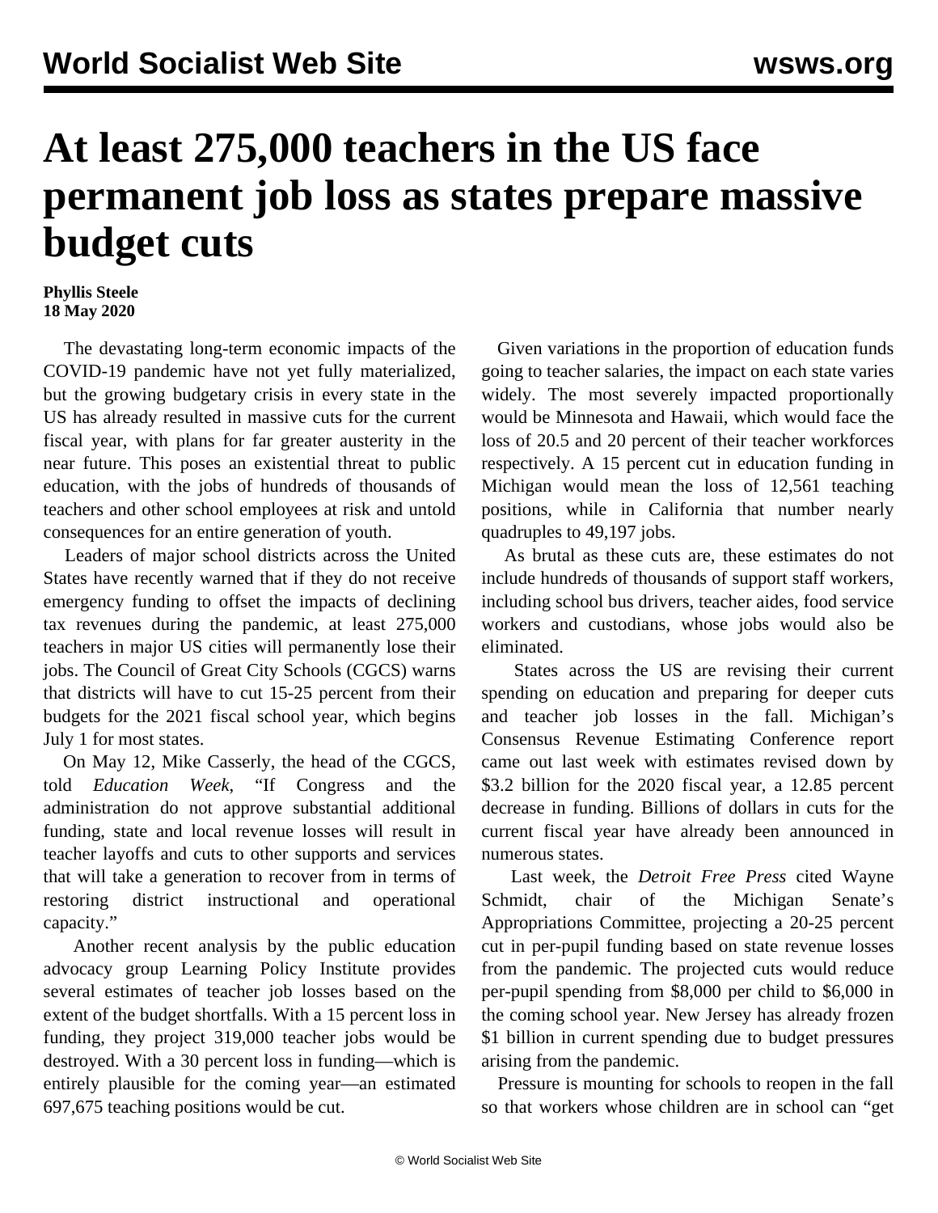# At least 275,000 teachers in the US face permanent job loss as states prepare massive budget cuts

**Phyllis Steele**
**18 May 2020**

The devastating long-term economic impacts of the COVID-19 pandemic have not yet fully materialized, but the growing budgetary crisis in every state in the US has already resulted in massive cuts for the current fiscal year, with plans for far greater austerity in the near future. This poses an existential threat to public education, with the jobs of hundreds of thousands of teachers and other school employees at risk and untold consequences for an entire generation of youth.

Leaders of major school districts across the United States have recently warned that if they do not receive emergency funding to offset the impacts of declining tax revenues during the pandemic, at least 275,000 teachers in major US cities will permanently lose their jobs. The Council of Great City Schools (CGCS) warns that districts will have to cut 15-25 percent from their budgets for the 2021 fiscal school year, which begins July 1 for most states.

On May 12, Mike Casserly, the head of the CGCS, told *Education Week*, "If Congress and the administration do not approve substantial additional funding, state and local revenue losses will result in teacher layoffs and cuts to other supports and services that will take a generation to recover from in terms of restoring district instructional and operational capacity."

Another recent analysis by the public education advocacy group Learning Policy Institute provides several estimates of teacher job losses based on the extent of the budget shortfalls. With a 15 percent loss in funding, they project 319,000 teacher jobs would be destroyed. With a 30 percent loss in funding—which is entirely plausible for the coming year—an estimated 697,675 teaching positions would be cut.

Given variations in the proportion of education funds going to teacher salaries, the impact on each state varies widely. The most severely impacted proportionally would be Minnesota and Hawaii, which would face the loss of 20.5 and 20 percent of their teacher workforces respectively. A 15 percent cut in education funding in Michigan would mean the loss of 12,561 teaching positions, while in California that number nearly quadruples to 49,197 jobs.

As brutal as these cuts are, these estimates do not include hundreds of thousands of support staff workers, including school bus drivers, teacher aides, food service workers and custodians, whose jobs would also be eliminated.

States across the US are revising their current spending on education and preparing for deeper cuts and teacher job losses in the fall. Michigan's Consensus Revenue Estimating Conference report came out last week with estimates revised down by $3.2 billion for the 2020 fiscal year, a 12.85 percent decrease in funding. Billions of dollars in cuts for the current fiscal year have already been announced in numerous states.

Last week, the *Detroit Free Press* cited Wayne Schmidt, chair of the Michigan Senate's Appropriations Committee, projecting a 20-25 percent cut in per-pupil funding based on state revenue losses from the pandemic. The projected cuts would reduce per-pupil spending from $8,000 per child to $6,000 in the coming school year. New Jersey has already frozen $1 billion in current spending due to budget pressures arising from the pandemic.

Pressure is mounting for schools to reopen in the fall so that workers whose children are in school can "get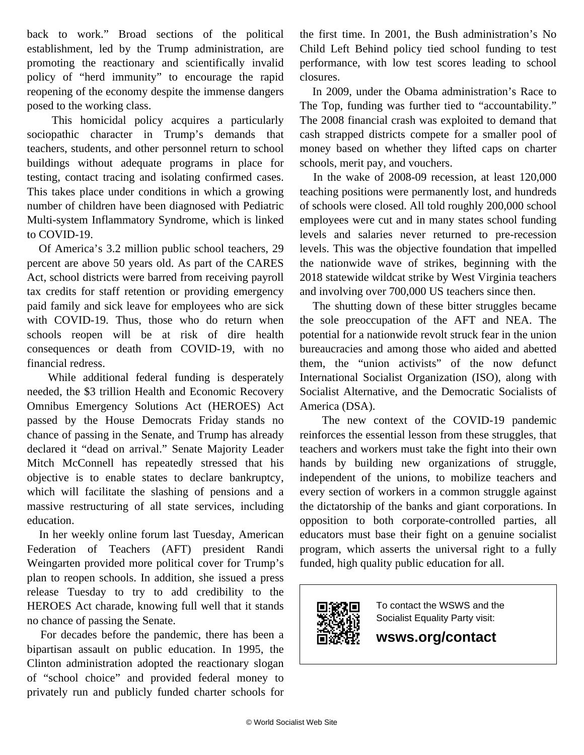back to work." Broad sections of the political establishment, led by the Trump administration, are promoting the reactionary and scientifically invalid policy of "herd immunity" to encourage the rapid reopening of the economy despite the immense dangers posed to the working class.

This homicidal policy acquires a particularly sociopathic character in Trump's demands that teachers, students, and other personnel return to school buildings without adequate programs in place for testing, contact tracing and isolating confirmed cases. This takes place under conditions in which a growing number of children have been diagnosed with Pediatric Multi-system Inflammatory Syndrome, which is linked to COVID-19.

Of America's 3.2 million public school teachers, 29 percent are above 50 years old. As part of the CARES Act, school districts were barred from receiving payroll tax credits for staff retention or providing emergency paid family and sick leave for employees who are sick with COVID-19. Thus, those who do return when schools reopen will be at risk of dire health consequences or death from COVID-19, with no financial redress.

While additional federal funding is desperately needed, the $3 trillion Health and Economic Recovery Omnibus Emergency Solutions Act (HEROES) Act passed by the House Democrats Friday stands no chance of passing in the Senate, and Trump has already declared it "dead on arrival." Senate Majority Leader Mitch McConnell has repeatedly stressed that his objective is to enable states to declare bankruptcy, which will facilitate the slashing of pensions and a massive restructuring of all state services, including education.

In her weekly online forum last Tuesday, American Federation of Teachers (AFT) president Randi Weingarten provided more political cover for Trump's plan to reopen schools. In addition, she issued a press release Tuesday to try to add credibility to the HEROES Act charade, knowing full well that it stands no chance of passing the Senate.

For decades before the pandemic, there has been a bipartisan assault on public education. In 1995, the Clinton administration adopted the reactionary slogan of "school choice" and provided federal money to privately run and publicly funded charter schools for the first time. In 2001, the Bush administration's No Child Left Behind policy tied school funding to test performance, with low test scores leading to school closures.

In 2009, under the Obama administration's Race to The Top, funding was further tied to "accountability." The 2008 financial crash was exploited to demand that cash strapped districts compete for a smaller pool of money based on whether they lifted caps on charter schools, merit pay, and vouchers.

In the wake of 2008-09 recession, at least 120,000 teaching positions were permanently lost, and hundreds of schools were closed. All told roughly 200,000 school employees were cut and in many states school funding levels and salaries never returned to pre-recession levels. This was the objective foundation that impelled the nationwide wave of strikes, beginning with the 2018 statewide wildcat strike by West Virginia teachers and involving over 700,000 US teachers since then.

The shutting down of these bitter struggles became the sole preoccupation of the AFT and NEA. The potential for a nationwide revolt struck fear in the union bureaucracies and among those who aided and abetted them, the "union activists" of the now defunct International Socialist Organization (ISO), along with Socialist Alternative, and the Democratic Socialists of America (DSA).

The new context of the COVID-19 pandemic reinforces the essential lesson from these struggles, that teachers and workers must take the fight into their own hands by building new organizations of struggle, independent of the unions, to mobilize teachers and every section of workers in a common struggle against the dictatorship of the banks and giant corporations. In opposition to both corporate-controlled parties, all educators must base their fight on a genuine socialist program, which asserts the universal right to a fully funded, high quality public education for all.

To contact the WSWS and the Socialist Equality Party visit:

**wsws.org/contact**